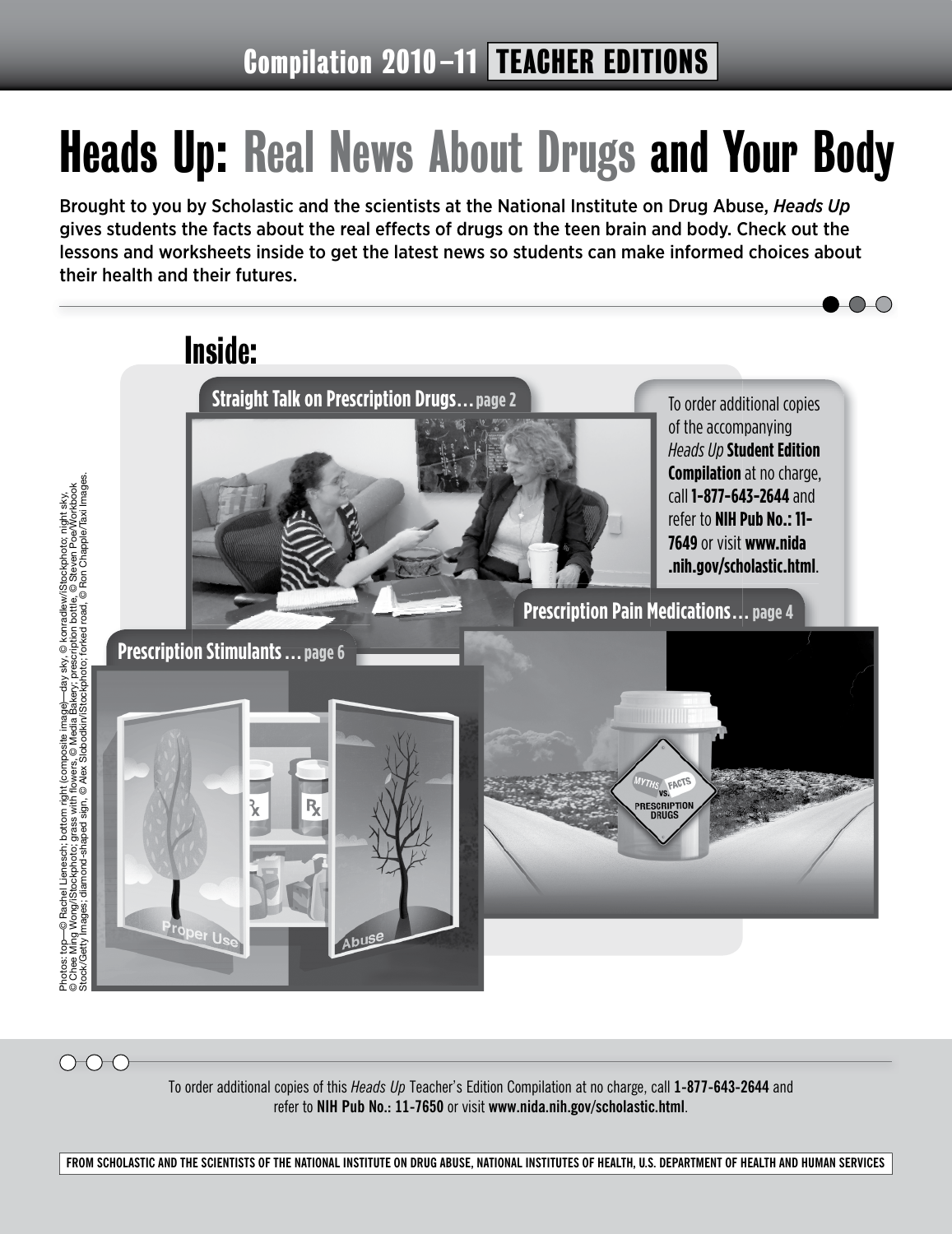Compilation 2010–11 **TEACHER EDITIONS**

# Heads Up: Real News About Drugs and Your Body

Brought to you by Scholastic and the scientists at the National Institute on Drug Abuse, *Heads Up* gives students the facts about the real effects of drugs on the teen brain and body. Check out the lessons and worksheets inside to get the latest news so students can make informed choices about their health and their futures.

## Inside:

**Straight Talk on Prescription Drugs… page 2**

**Prescription Pain Medications… page 4**

**Prescription Stimulants … page 6**

To order additional copies of the accompanying *Heads Up* **Student Edition Compilation** at no charge, call **1-877-643-2644** and refer to **NIH Pub No.: 11-7649** or visit **www.nida.nih.gov/scholastic.html**.

Photos: top—© Rachel Lienesch; bottom right (composite image)—day sky, © konradlew/iStockphoto; night sky, © Chee Ming Wong/iStockphoto; grass with flowers, © Media Bakery; prescription bottle, © Steven Poe/Workbook Stock/Getty Images; diamond-shaped sign, © Alex Slobodkin/iStockphoto; forked road, © Ron Chapple/Taxi Images.

To order additional copies of this *Heads Up* Teacher's Edition Compilation at no charge, call **1-877-643-2644** and refer to **NIH Pub No.: 11-7650** or visit **www.nida.nih.gov/scholastic.html**.

**FROM SCHOLASTIC AND THE SCIENTISTS OF THE NATIONAL INSTITUTE ON DRUG ABUSE, NATIONAL INSTITUTES OF HEALTH, U.S. DEPARTMENT OF HEALTH AND HUMAN SERVICES**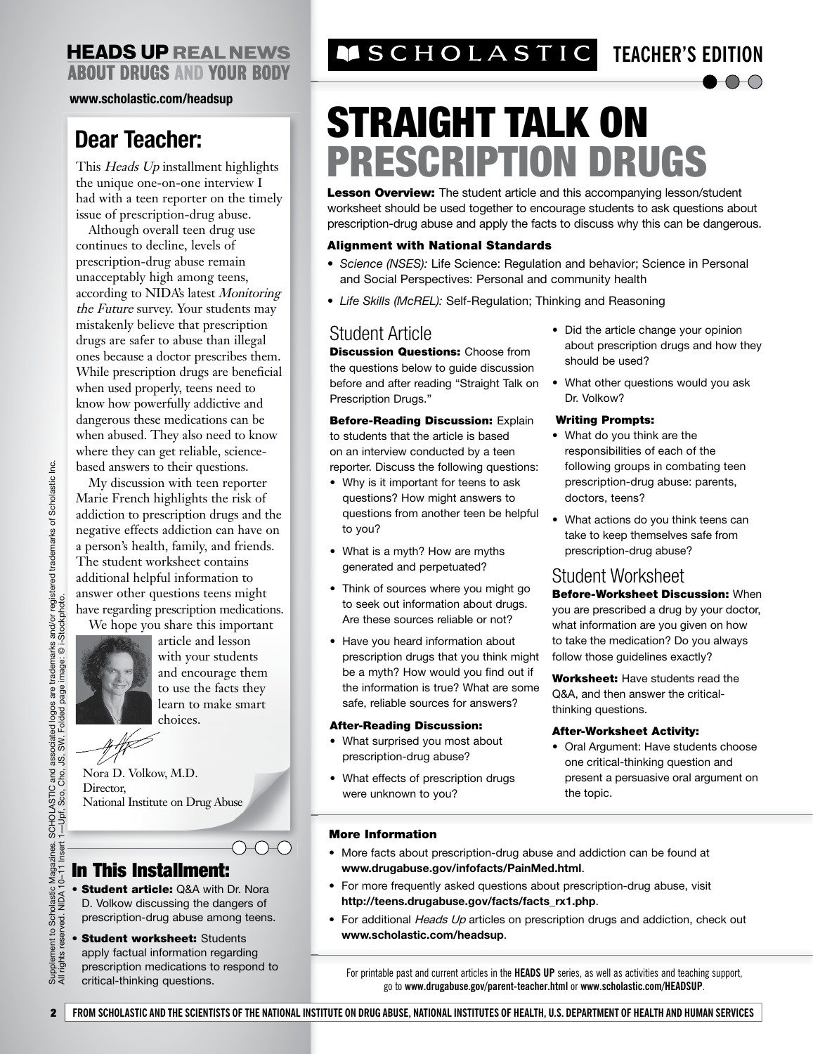# HEADS UP REAL NEWS ABOUT DRUGS AND YOUR BODY

www.scholastic.com/headsup

## Dear Teacher:

This *Heads Up* installment highlights the unique one-on-one interview I had with a teen reporter on the timely issue of prescription-drug abuse.

Although overall teen drug use continues to decline, levels of prescription-drug abuse remain unacceptably high among teens, according to NIDA's latest *Monitoring the Future* survey. Your students may mistakenly believe that prescription drugs are safer to abuse than illegal ones because a doctor prescribes them. While prescription drugs are beneficial when used properly, teens need to know how powerfully addictive and dangerous these medications can be when abused. They also need to know where they can get reliable, science-based answers to their questions.

My discussion with teen reporter Marie French highlights the risk of addiction to prescription drugs and the negative effects addiction can have on a person's health, family, and friends. The student worksheet contains additional helpful information to answer other questions teens might have regarding prescription medications.

We hope you share this important article and lesson with your students and encourage them to use the facts they learn to make smart choices.

Nora D. Volkow, M.D.
Director,
National Institute on Drug Abuse

## In This Installment:

- **Student article:** Q&A with Dr. Nora D. Volkow discussing the dangers of prescription-drug abuse among teens.
- **Student worksheet:** Students apply factual information regarding prescription medications to respond to critical-thinking questions.

Supplement to Scholastic Magazines. SCHOLASTIC and associated logos are trademarks and/or registered trademarks of Scholastic Inc. All rights reserved. NIDA 10–11 Insert 1—Upf, Sco, Cho, JS, SW. Folded page image: © i-Stockphoto.

SCHOLASTIC TEACHER'S EDITION

# STRAIGHT TALK ON PRESCRIPTION DRUGS

**Lesson Overview:** The student article and this accompanying lesson/student worksheet should be used together to encourage students to ask questions about prescription-drug abuse and apply the facts to discuss why this can be dangerous.

**Alignment with National Standards**

- *Science (NSES):* Life Science: Regulation and behavior; Science in Personal and Social Perspectives: Personal and community health
- *Life Skills (McREL):* Self-Regulation; Thinking and Reasoning

## Student Article

**Discussion Questions:** Choose from the questions below to guide discussion before and after reading "Straight Talk on Prescription Drugs."

**Before-Reading Discussion:** Explain to students that the article is based on an interview conducted by a teen reporter. Discuss the following questions:

- Why is it important for teens to ask questions? How might answers to questions from another teen be helpful to you?
- What is a myth? How are myths generated and perpetuated?
- Think of sources where you might go to seek out information about drugs. Are these sources reliable or not?
- Have you heard information about prescription drugs that you think might be a myth? How would you find out if the information is true? What are some safe, reliable sources for answers?

**After-Reading Discussion:**

- What surprised you most about prescription-drug abuse?
- What effects of prescription drugs were unknown to you?
- Did the article change your opinion about prescription drugs and how they should be used?
- What other questions would you ask Dr. Volkow?

**Writing Prompts:**

- What do you think are the responsibilities of each of the following groups in combating teen prescription-drug abuse: parents, doctors, teens?
- What actions do you think teens can take to keep themselves safe from prescription-drug abuse?

## Student Worksheet

**Before-Worksheet Discussion:** When you are prescribed a drug by your doctor, what information are you given on how to take the medication? Do you always follow those guidelines exactly?

**Worksheet:** Have students read the Q&A, and then answer the critical-thinking questions.

**After-Worksheet Activity:**

- Oral Argument: Have students choose one critical-thinking question and present a persuasive oral argument on the topic.

**More Information**

- More facts about prescription-drug abuse and addiction can be found at **www.drugabuse.gov/infofacts/PainMed.html**.
- For more frequently asked questions about prescription-drug abuse, visit **http://teens.drugabuse.gov/facts/facts_rx1.php**.
- For additional *Heads Up* articles on prescription drugs and addiction, check out **www.scholastic.com/headsup**.

For printable past and current articles in the **HEADS UP** series, as well as activities and teaching support, go to **www.drugabuse.gov/parent-teacher.html** or **www.scholastic.com/HEADSUP**.

FROM SCHOLASTIC AND THE SCIENTISTS OF THE NATIONAL INSTITUTE ON DRUG ABUSE, NATIONAL INSTITUTES OF HEALTH, U.S. DEPARTMENT OF HEALTH AND HUMAN SERVICES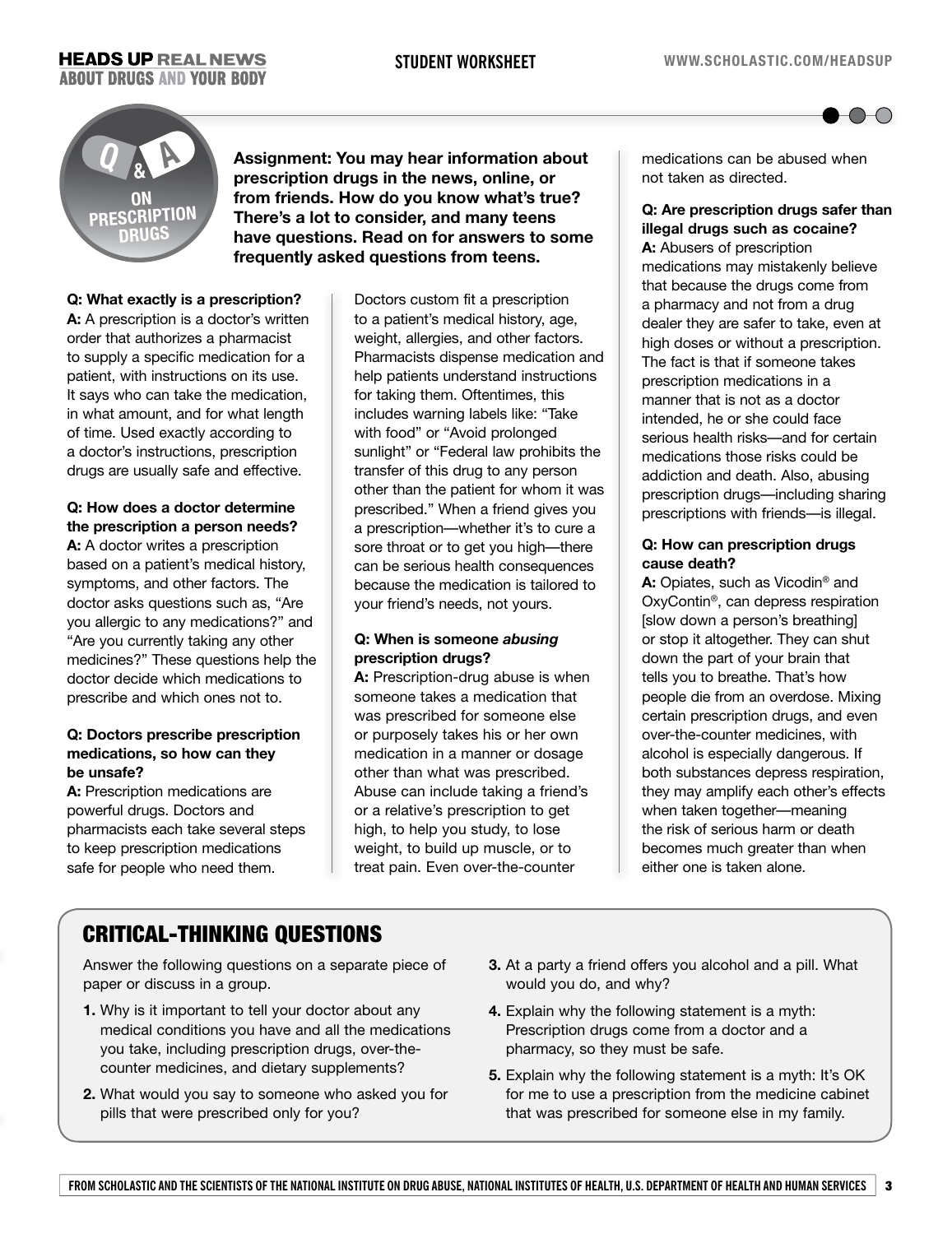## Q & A ON PRESCRIPTION DRUGS

**Assignment: You may hear information about prescription drugs in the news, online, or from friends. How do you know what's true? There's a lot to consider, and many teens have questions. Read on for answers to some frequently asked questions from teens.**

**Q: What exactly is a prescription?**
**A:** A prescription is a doctor's written order that authorizes a pharmacist to supply a specific medication for a patient, with instructions on its use. It says who can take the medication, in what amount, and for what length of time. Used exactly according to a doctor's instructions, prescription drugs are usually safe and effective.

**Q: How does a doctor determine the prescription a person needs?**
**A:** A doctor writes a prescription based on a patient's medical history, symptoms, and other factors. The doctor asks questions such as, "Are you allergic to any medications?" and "Are you currently taking any other medicines?" These questions help the doctor decide which medications to prescribe and which ones not to.

**Q: Doctors prescribe prescription medications, so how can they be unsafe?**
**A:** Prescription medications are powerful drugs. Doctors and pharmacists each take several steps to keep prescription medications safe for people who need them. Doctors custom fit a prescription to a patient's medical history, age, weight, allergies, and other factors. Pharmacists dispense medication and help patients understand instructions for taking them. Oftentimes, this includes warning labels like: "Take with food" or "Avoid prolonged sunlight" or "Federal law prohibits the transfer of this drug to any person other than the patient for whom it was prescribed." When a friend gives you a prescription—whether it's to cure a sore throat or to get you high—there can be serious health consequences because the medication is tailored to your friend's needs, not yours.

**Q: When is someone *abusing* prescription drugs?**
**A:** Prescription-drug abuse is when someone takes a medication that was prescribed for someone else or purposely takes his or her own medication in a manner or dosage other than what was prescribed. Abuse can include taking a friend's or a relative's prescription to get high, to help you study, to lose weight, to build up muscle, or to treat pain. Even over-the-counter medications can be abused when not taken as directed.

**Q: Are prescription drugs safer than illegal drugs such as cocaine?**
**A:** Abusers of prescription medications may mistakenly believe that because the drugs come from a pharmacy and not from a drug dealer they are safer to take, even at high doses or without a prescription. The fact is that if someone takes prescription medications in a manner that is not as a doctor intended, he or she could face serious health risks—and for certain medications those risks could be addiction and death. Also, abusing prescription drugs—including sharing prescriptions with friends—is illegal.

**Q: How can prescription drugs cause death?**
**A:** Opiates, such as Vicodin® and OxyContin®, can depress respiration [slow down a person's breathing] or stop it altogether. They can shut down the part of your brain that tells you to breathe. That's how people die from an overdose. Mixing certain prescription drugs, and even over-the-counter medicines, with alcohol is especially dangerous. If both substances depress respiration, they may amplify each other's effects when taken together—meaning the risk of serious harm or death becomes much greater than when either one is taken alone.

## CRITICAL-THINKING QUESTIONS

Answer the following questions on a separate piece of paper or discuss in a group.

1. Why is it important to tell your doctor about any medical conditions you have and all the medications you take, including prescription drugs, over-the-counter medicines, and dietary supplements?
2. What would you say to someone who asked you for pills that were prescribed only for you?
3. At a party a friend offers you alcohol and a pill. What would you do, and why?
4. Explain why the following statement is a myth: Prescription drugs come from a doctor and a pharmacy, so they must be safe.
5. Explain why the following statement is a myth: It's OK for me to use a prescription from the medicine cabinet that was prescribed for someone else in my family.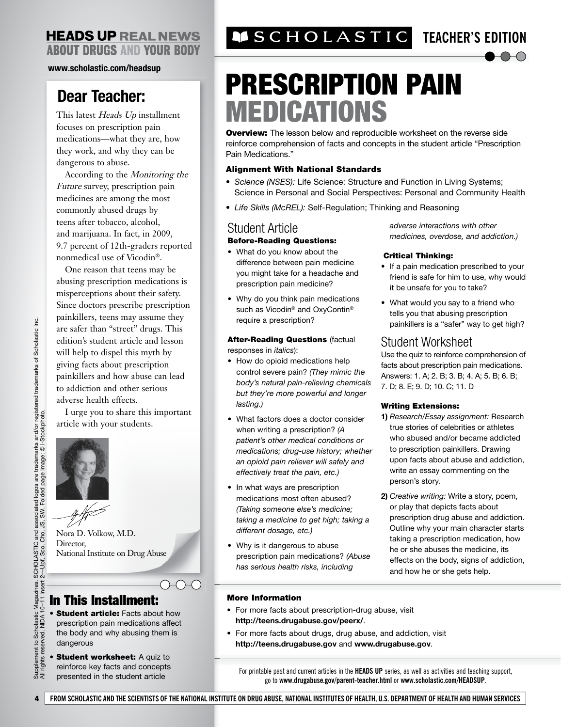# HEADS UP REAL NEWS ABOUT DRUGS AND YOUR BODY

www.scholastic.com/headsup

## Dear Teacher:

This latest *Heads Up* installment focuses on prescription pain medications—what they are, how they work, and why they can be dangerous to abuse.

According to the *Monitoring the Future* survey, prescription pain medicines are among the most commonly abused drugs by teens after tobacco, alcohol, and marijuana. In fact, in 2009, 9.7 percent of 12th-graders reported nonmedical use of Vicodin®.

One reason that teens may be abusing prescription medications is misperceptions about their safety. Since doctors prescribe prescription painkillers, teens may assume they are safer than "street" drugs. This edition's student article and lesson will help to dispel this myth by giving facts about prescription painkillers and how abuse can lead to addiction and other serious adverse health effects.

I urge you to share this important article with your students.

Nora D. Volkow, M.D.
Director,
National Institute on Drug Abuse

## In This Installment:

- **Student article:** Facts about how prescription pain medications affect the body and why abusing them is dangerous
- **Student worksheet:** A quiz to reinforce key facts and concepts presented in the student article

Supplement to Scholastic Magazines. SCHOLASTIC and associated logos are trademarks and/or registered trademarks of Scholastic Inc. All rights reserved. NIDA 10–11 Insert 2—Upf, Sco, Cho, JS, SW. Folded page image: © i-Stockphoto.

SCHOLASTIC TEACHER'S EDITION

# PRESCRIPTION PAIN MEDICATIONS

**Overview:** The lesson below and reproducible worksheet on the reverse side reinforce comprehension of facts and concepts in the student article "Prescription Pain Medications."

### Alignment With National Standards

- *Science (NSES):* Life Science: Structure and Function in Living Systems; Science in Personal and Social Perspectives: Personal and Community Health
- *Life Skills (McREL):* Self-Regulation; Thinking and Reasoning

## Student Article

### Before-Reading Questions:

- What do you know about the difference between pain medicine you might take for a headache and prescription pain medicine?
- Why do you think pain medications such as Vicodin® and OxyContin® require a prescription?

### After-Reading Questions (factual responses in *italics*):

- How do opioid medications help control severe pain? *(They mimic the body's natural pain-relieving chemicals but they're more powerful and longer lasting.)*
- What factors does a doctor consider when writing a prescription? *(A patient's other medical conditions or medications; drug-use history; whether an opioid pain reliever will safely and effectively treat the pain, etc.)*
- In what ways are prescription medications most often abused? *(Taking someone else's medicine; taking a medicine to get high; taking a different dosage, etc.)*
- Why is it dangerous to abuse prescription pain medications? *(Abuse has serious health risks, including adverse interactions with other medicines, overdose, and addiction.)*

### Critical Thinking:

- If a pain medication prescribed to your friend is safe for him to use, why would it be unsafe for you to take?
- What would you say to a friend who tells you that abusing prescription painkillers is a "safer" way to get high?

## Student Worksheet

Use the quiz to reinforce comprehension of facts about prescription pain medications. Answers: 1. A; 2. B; 3. B; 4. A; 5. B; 6. B; 7. D; 8. E; 9. D; 10. C; 11. D

### Writing Extensions:

**1)** *Research/Essay assignment:* Research true stories of celebrities or athletes who abused and/or became addicted to prescription painkillers. Drawing upon facts about abuse and addiction, write an essay commenting on the person's story.

**2)** *Creative writing:* Write a story, poem, or play that depicts facts about prescription drug abuse and addiction. Outline why your main character starts taking a prescription medication, how he or she abuses the medicine, its effects on the body, signs of addiction, and how he or she gets help.

### More Information

- For more facts about prescription-drug abuse, visit **http://teens.drugabuse.gov/peerx/**.
- For more facts about drugs, drug abuse, and addiction, visit **http://teens.drugabuse.gov** and **www.drugabuse.gov**.

For printable past and current articles in the **HEADS UP** series, as well as activities and teaching support, go to **www.drugabuse.gov/parent-teacher.html** or **www.scholastic.com/HEADSUP**.

FROM SCHOLASTIC AND THE SCIENTISTS OF THE NATIONAL INSTITUTE ON DRUG ABUSE, NATIONAL INSTITUTES OF HEALTH, U.S. DEPARTMENT OF HEALTH AND HUMAN SERVICES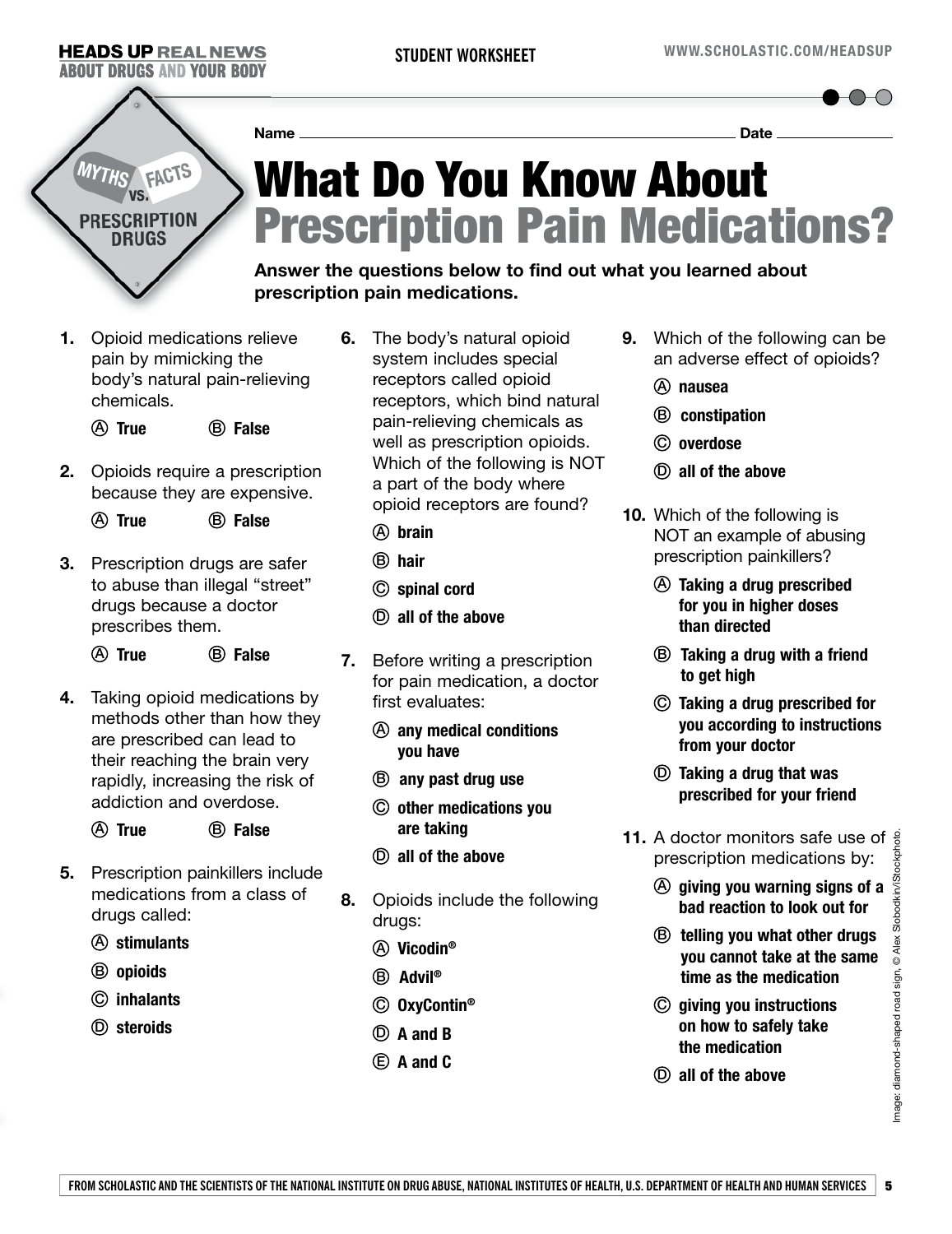Name \_\_\_\_\_\_\_\_\_\_\_\_\_\_\_\_\_\_\_\_\_\_\_\_\_\_\_\_\_\_\_\_\_\_\_\_\_\_\_\_ Date \_\_\_\_\_\_\_\_\_\_\_\_\_\_\_\_

MYTHS VS. FACTS

PRESCRIPTION DRUGS

# What Do You Know About Prescription Pain Medications?

**Answer the questions below to find out what you learned about prescription pain medications.**

**1.** Opioid medications relieve pain by mimicking the body's natural pain-relieving chemicals.

Ⓐ **True** Ⓑ **False**

**2.** Opioids require a prescription because they are expensive.

Ⓐ **True** Ⓑ **False**

**3.** Prescription drugs are safer to abuse than illegal "street" drugs because a doctor prescribes them.

Ⓐ **True** Ⓑ **False**

**4.** Taking opioid medications by methods other than how they are prescribed can lead to their reaching the brain very rapidly, increasing the risk of addiction and overdose.

Ⓐ **True** Ⓑ **False**

**5.** Prescription painkillers include medications from a class of drugs called:

Ⓐ **stimulants**

Ⓑ **opioids**

Ⓒ **inhalants**

Ⓓ **steroids**

**6.** The body's natural opioid system includes special receptors called opioid receptors, which bind natural pain-relieving chemicals as well as prescription opioids. Which of the following is NOT a part of the body where opioid receptors are found?

Ⓐ **brain**

Ⓑ **hair**

Ⓒ **spinal cord**

Ⓓ **all of the above**

**7.** Before writing a prescription for pain medication, a doctor first evaluates:

Ⓐ **any medical conditions you have**

Ⓑ **any past drug use**

Ⓒ **other medications you are taking**

Ⓓ **all of the above**

**8.** Opioids include the following drugs:

Ⓐ **Vicodin®**

Ⓑ **Advil®**

Ⓒ **OxyContin®**

Ⓓ **A and B**

Ⓔ **A and C**

**9.** Which of the following can be an adverse effect of opioids?

Ⓐ **nausea**

Ⓑ **constipation**

Ⓒ **overdose**

Ⓓ **all of the above**

**10.** Which of the following is NOT an example of abusing prescription painkillers?

Ⓐ **Taking a drug prescribed for you in higher doses than directed**

Ⓑ **Taking a drug with a friend to get high**

Ⓒ **Taking a drug prescribed for you according to instructions from your doctor**

Ⓓ **Taking a drug that was prescribed for your friend**

**11.** A doctor monitors safe use of prescription medications by:

Ⓐ **giving you warning signs of a bad reaction to look out for**

Ⓑ **telling you what other drugs you cannot take at the same time as the medication**

Ⓒ **giving you instructions on how to safely take the medication**

Ⓓ **all of the above**

Image: diamond-shaped road sign, © Alex Slobodkin/iStockphoto.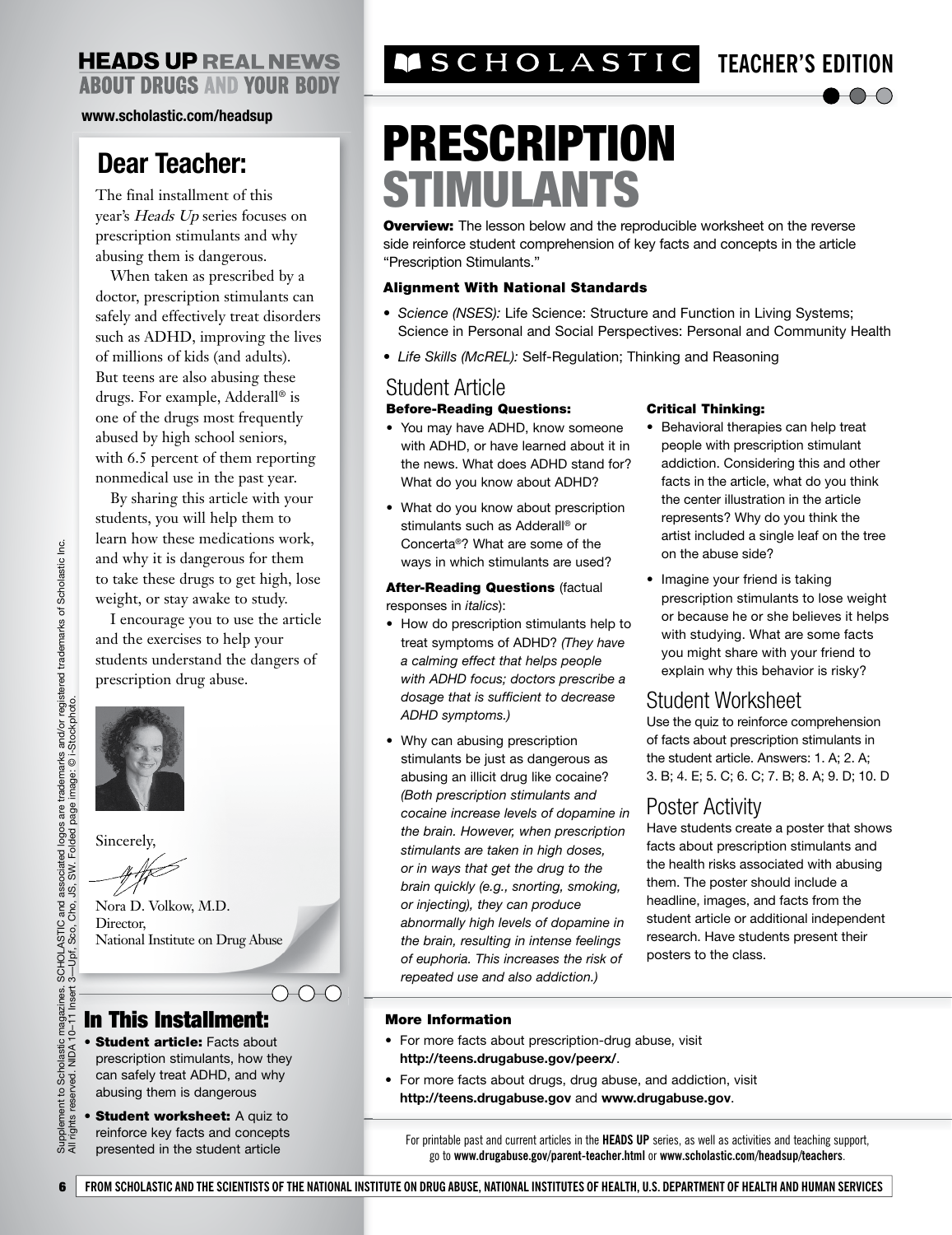**HEADS UP REAL NEWS ABOUT DRUGS AND YOUR BODY**

www.scholastic.com/headsup

## Dear Teacher:

The final installment of this year's *Heads Up* series focuses on prescription stimulants and why abusing them is dangerous.

When taken as prescribed by a doctor, prescription stimulants can safely and effectively treat disorders such as ADHD, improving the lives of millions of kids (and adults). But teens are also abusing these drugs. For example, Adderall® is one of the drugs most frequently abused by high school seniors, with 6.5 percent of them reporting nonmedical use in the past year.

By sharing this article with your students, you will help them to learn how these medications work, and why it is dangerous for them to take these drugs to get high, lose weight, or stay awake to study.

I encourage you to use the article and the exercises to help your students understand the dangers of prescription drug abuse.

Sincerely,

Nora D. Volkow, M.D.
Director,
National Institute on Drug Abuse

## In This Installment:

- **Student article:** Facts about prescription stimulants, how they can safely treat ADHD, and why abusing them is dangerous
- **Student worksheet:** A quiz to reinforce key facts and concepts presented in the student article

Supplement to Scholastic magazines. SCHOLASTIC and associated logos are trademarks and/or registered trademarks of Scholastic Inc. All rights reserved. NIDA 10–11 Insert 3—Upf, Sco, Cho, JS, SW. Folded page image: © i-Stockphoto.

**SCHOLASTIC TEACHER'S EDITION**

# PRESCRIPTION STIMULANTS

**Overview:** The lesson below and the reproducible worksheet on the reverse side reinforce student comprehension of key facts and concepts in the article "Prescription Stimulants."

### Alignment With National Standards

- *Science (NSES):* Life Science: Structure and Function in Living Systems; Science in Personal and Social Perspectives: Personal and Community Health
- *Life Skills (McREL):* Self-Regulation; Thinking and Reasoning

## Student Article

### Before-Reading Questions:

- You may have ADHD, know someone with ADHD, or have learned about it in the news. What does ADHD stand for? What do you know about ADHD?
- What do you know about prescription stimulants such as Adderall® or Concerta®? What are some of the ways in which stimulants are used?

### After-Reading Questions (factual responses in *italics*):

- How do prescription stimulants help to treat symptoms of ADHD? *(They have a calming effect that helps people with ADHD focus; doctors prescribe a dosage that is sufficient to decrease ADHD symptoms.)*
- Why can abusing prescription stimulants be just as dangerous as abusing an illicit drug like cocaine? *(Both prescription stimulants and cocaine increase levels of dopamine in the brain. However, when prescription stimulants are taken in high doses, or in ways that get the drug to the brain quickly (e.g., snorting, smoking, or injecting), they can produce abnormally high levels of dopamine in the brain, resulting in intense feelings of euphoria. This increases the risk of repeated use and also addiction.)*

### Critical Thinking:

- Behavioral therapies can help treat people with prescription stimulant addiction. Considering this and other facts in the article, what do you think the center illustration in the article represents? Why do you think the artist included a single leaf on the tree on the abuse side?
- Imagine your friend is taking prescription stimulants to lose weight or because he or she believes it helps with studying. What are some facts you might share with your friend to explain why this behavior is risky?

## Student Worksheet

Use the quiz to reinforce comprehension of facts about prescription stimulants in the student article. Answers: 1. A; 2. A; 3. B; 4. E; 5. C; 6. C; 7. B; 8. A; 9. D; 10. D

## Poster Activity

Have students create a poster that shows facts about prescription stimulants and the health risks associated with abusing them. The poster should include a headline, images, and facts from the student article or additional independent research. Have students present their posters to the class.

### More Information

- For more facts about prescription-drug abuse, visit **http://teens.drugabuse.gov/peerx/**.
- For more facts about drugs, drug abuse, and addiction, visit **http://teens.drugabuse.gov** and **www.drugabuse.gov**.

For printable past and current articles in the **HEADS UP** series, as well as activities and teaching support, go to **www.drugabuse.gov/parent-teacher.html** or **www.scholastic.com/headsup/teachers**.

FROM SCHOLASTIC AND THE SCIENTISTS OF THE NATIONAL INSTITUTE ON DRUG ABUSE, NATIONAL INSTITUTES OF HEALTH, U.S. DEPARTMENT OF HEALTH AND HUMAN SERVICES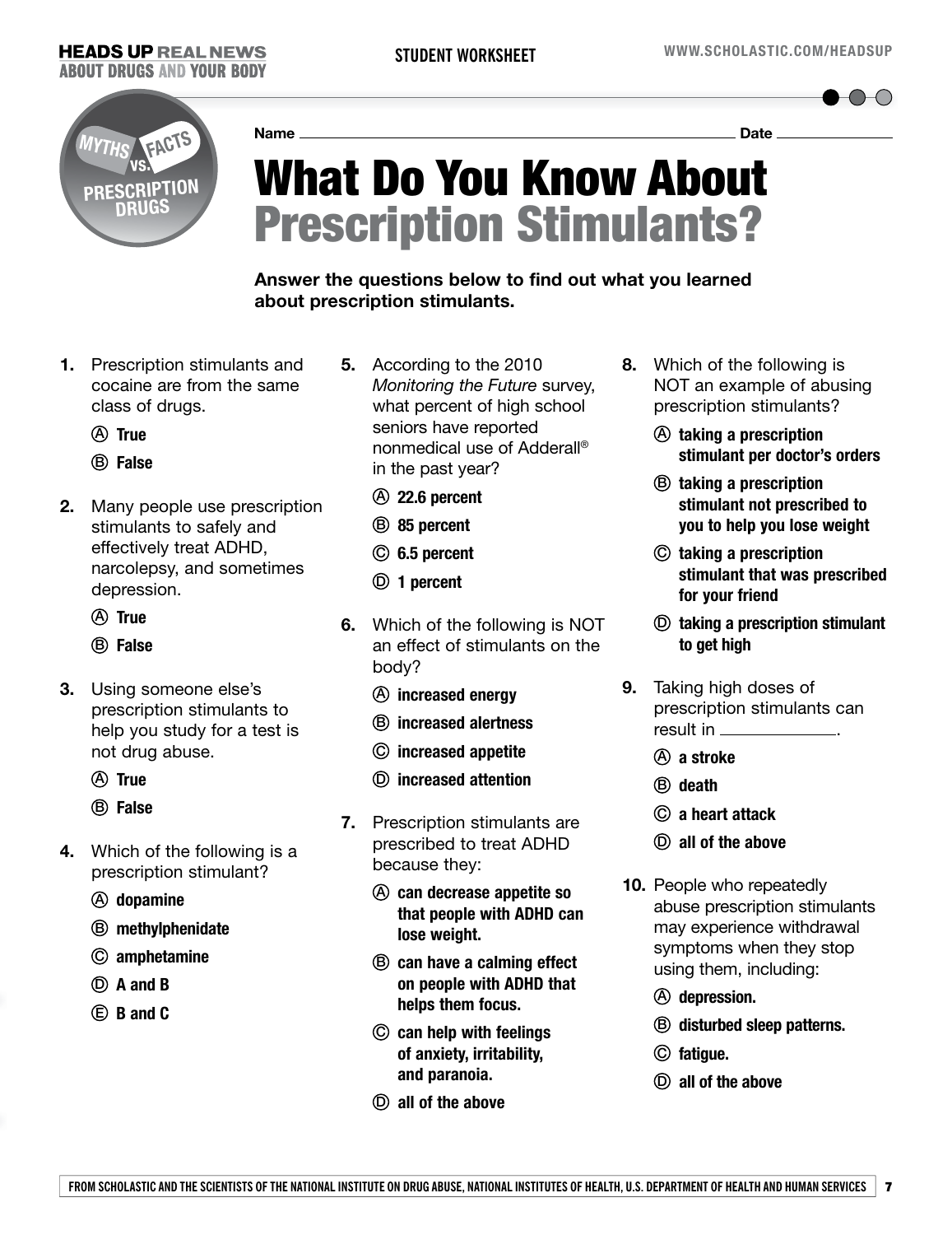Name ______________________________ Date ______________

# What Do You Know About Prescription Stimulants?

**Answer the questions below to find out what you learned about prescription stimulants.**

1. Prescription stimulants and cocaine are from the same class of drugs.
   - Ⓐ **True**
   - Ⓑ **False**

2. Many people use prescription stimulants to safely and effectively treat ADHD, narcolepsy, and sometimes depression.
   - Ⓐ **True**
   - Ⓑ **False**

3. Using someone else's prescription stimulants to help you study for a test is not drug abuse.
   - Ⓐ **True**
   - Ⓑ **False**

4. Which of the following is a prescription stimulant?
   - Ⓐ **dopamine**
   - Ⓑ **methylphenidate**
   - Ⓒ **amphetamine**
   - Ⓓ **A and B**
   - Ⓔ **B and C**

5. According to the 2010 *Monitoring the Future* survey, what percent of high school seniors have reported nonmedical use of Adderall® in the past year?
   - Ⓐ **22.6 percent**
   - Ⓑ **85 percent**
   - Ⓒ **6.5 percent**
   - Ⓓ **1 percent**

6. Which of the following is NOT an effect of stimulants on the body?
   - Ⓐ **increased energy**
   - Ⓑ **increased alertness**
   - Ⓒ **increased appetite**
   - Ⓓ **increased attention**

7. Prescription stimulants are prescribed to treat ADHD because they:
   - Ⓐ **can decrease appetite so that people with ADHD can lose weight.**
   - Ⓑ **can have a calming effect on people with ADHD that helps them focus.**
   - Ⓒ **can help with feelings of anxiety, irritability, and paranoia.**
   - Ⓓ **all of the above**

8. Which of the following is NOT an example of abusing prescription stimulants?
   - Ⓐ **taking a prescription stimulant per doctor's orders**
   - Ⓑ **taking a prescription stimulant not prescribed to you to help you lose weight**
   - Ⓒ **taking a prescription stimulant that was prescribed for your friend**
   - Ⓓ **taking a prescription stimulant to get high**

9. Taking high doses of prescription stimulants can result in ____________.
   - Ⓐ **a stroke**
   - Ⓑ **death**
   - Ⓒ **a heart attack**
   - Ⓓ **all of the above**

10. People who repeatedly abuse prescription stimulants may experience withdrawal symptoms when they stop using them, including:
    - Ⓐ **depression.**
    - Ⓑ **disturbed sleep patterns.**
    - Ⓒ **fatigue.**
    - Ⓓ **all of the above**

FROM SCHOLASTIC AND THE SCIENTISTS OF THE NATIONAL INSTITUTE ON DRUG ABUSE, NATIONAL INSTITUTES OF HEALTH, U.S. DEPARTMENT OF HEALTH AND HUMAN SERVICES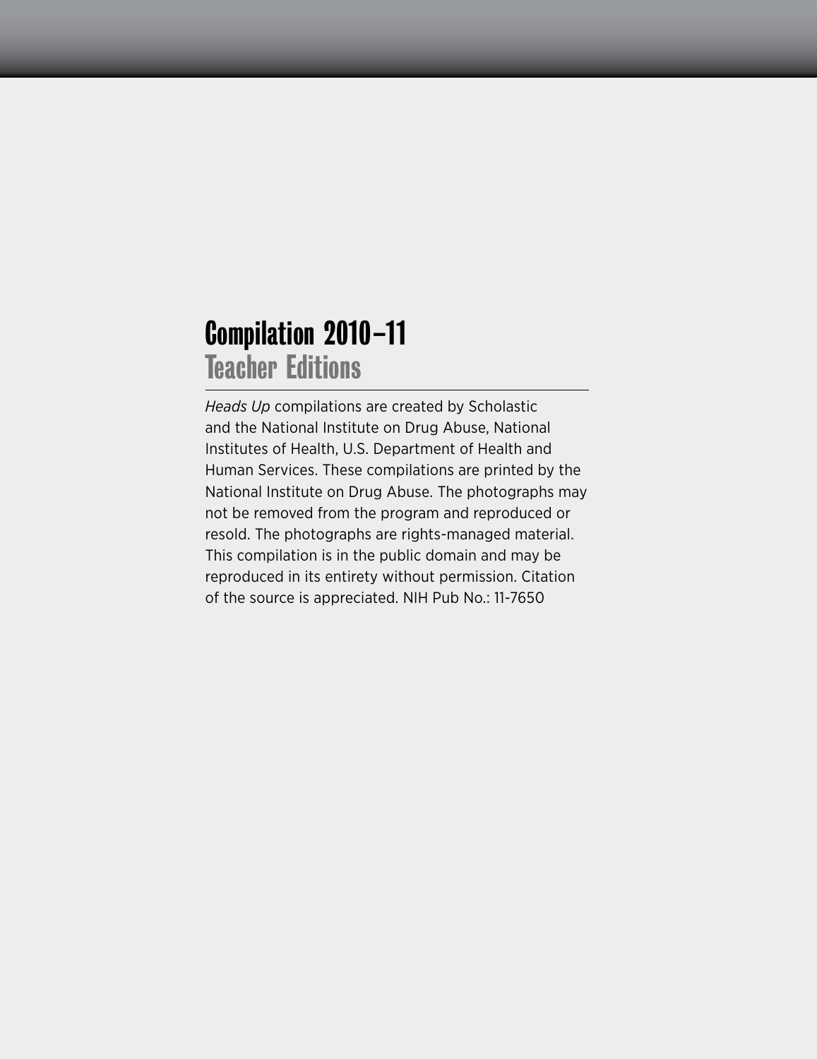# Compilation 2010–11

## Teacher Editions

*Heads Up* compilations are created by Scholastic and the National Institute on Drug Abuse, National Institutes of Health, U.S. Department of Health and Human Services. These compilations are printed by the National Institute on Drug Abuse. The photographs may not be removed from the program and reproduced or resold. The photographs are rights-managed material. This compilation is in the public domain and may be reproduced in its entirety without permission. Citation of the source is appreciated. NIH Pub No.: 11-7650